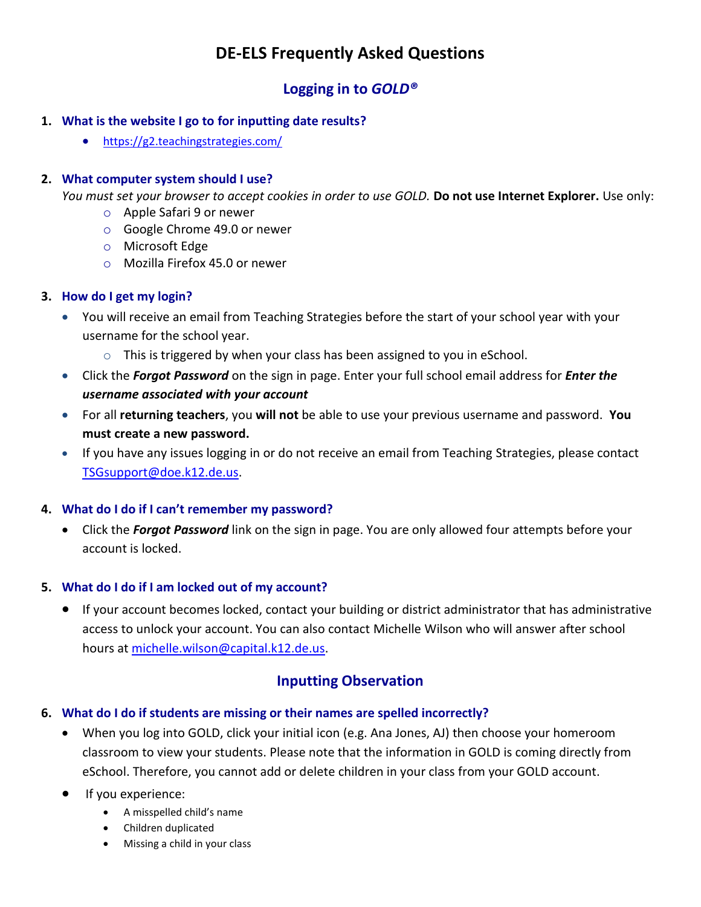# DE-ELS Frequently Asked Questions

## Logging in to *GOLD®*

### 1. What is the website I go to for inputting date results?

- https://g2.teachingstrategies.com/

### 2. What computer system should I use?

*You must set your browser to accept cookies in order to use GOLD.* **Do not use Internet Explorer.** Use only:

- Apple Safari 9 or newer
- Google Chrome 49.0 or newer
- Microsoft Edge
- Mozilla Firefox 45.0 or newer

### 3. How do I get my login?

- You will receive an email from Teaching Strategies before the start of your school year with your username for the school year.
  - This is triggered by when your class has been assigned to you in eSchool.
- Click the ***Forgot Password*** on the sign in page. Enter your full school email address for ***Enter the username associated with your account***
- For all **returning teachers**, you **will not** be able to use your previous username and password. **You must create a new password.**
- If you have any issues logging in or do not receive an email from Teaching Strategies, please contact TSGsupport@doe.k12.de.us.

### 4. What do I do if I can't remember my password?

- Click the ***Forgot Password*** link on the sign in page. You are only allowed four attempts before your account is locked.

### 5. What do I do if I am locked out of my account?

- If your account becomes locked, contact your building or district administrator that has administrative access to unlock your account. You can also contact Michelle Wilson who will answer after school hours at michelle.wilson@capital.k12.de.us.

## Inputting Observation

### 6. What do I do if students are missing or their names are spelled incorrectly?

- When you log into GOLD, click your initial icon (e.g. Ana Jones, AJ) then choose your homeroom classroom to view your students. Please note that the information in GOLD is coming directly from eSchool. Therefore, you cannot add or delete children in your class from your GOLD account.
- If you experience:
  - A misspelled child's name
  - Children duplicated
  - Missing a child in your class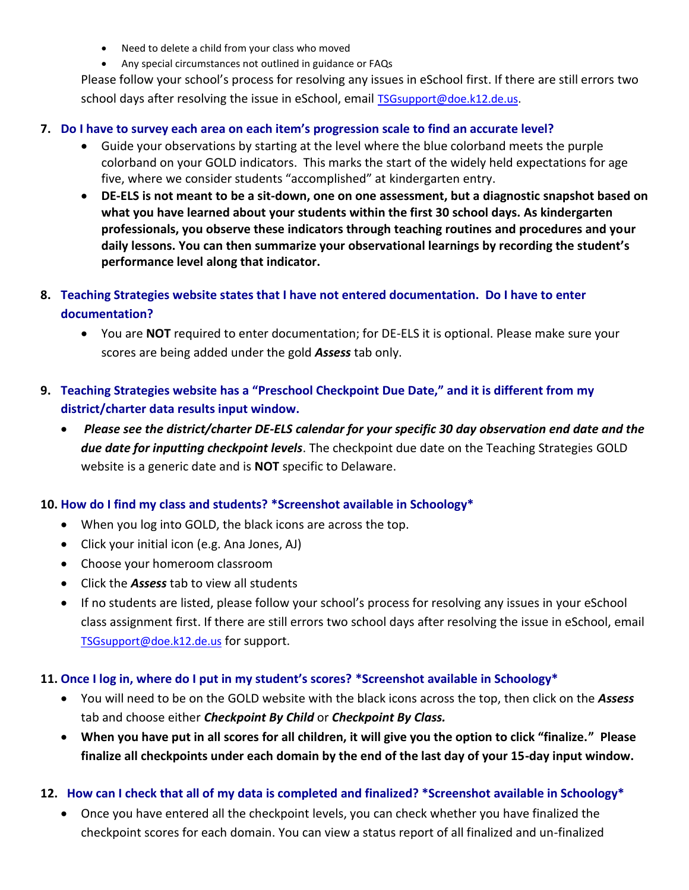- Need to delete a child from your class who moved
- Any special circumstances not outlined in guidance or FAQs

Please follow your school's process for resolving any issues in eSchool first. If there are still errors two school days after resolving the issue in eSchool, email TSGsupport@doe.k12.de.us.

**7. Do I have to survey each area on each item's progression scale to find an accurate level?**

- Guide your observations by starting at the level where the blue colorband meets the purple colorband on your GOLD indicators. This marks the start of the widely held expectations for age five, where we consider students "accomplished" at kindergarten entry.
- **DE-ELS is not meant to be a sit-down, one on one assessment, but a diagnostic snapshot based on what you have learned about your students within the first 30 school days. As kindergarten professionals, you observe these indicators through teaching routines and procedures and your daily lessons. You can then summarize your observational learnings by recording the student's performance level along that indicator.**

**8. Teaching Strategies website states that I have not entered documentation. Do I have to enter documentation?**

- You are **NOT** required to enter documentation; for DE-ELS it is optional. Please make sure your scores are being added under the gold ***Assess*** tab only.

**9. Teaching Strategies website has a "Preschool Checkpoint Due Date," and it is different from my district/charter data results input window.**

- ***Please see the district/charter DE-ELS calendar for your specific 30 day observation end date and the due date for inputting checkpoint levels***. The checkpoint due date on the Teaching Strategies GOLD website is a generic date and is **NOT** specific to Delaware.

**10. How do I find my class and students? \*Screenshot available in Schoology\***

- When you log into GOLD, the black icons are across the top.
- Click your initial icon (e.g. Ana Jones, AJ)
- Choose your homeroom classroom
- Click the ***Assess*** tab to view all students
- If no students are listed, please follow your school's process for resolving any issues in your eSchool class assignment first. If there are still errors two school days after resolving the issue in eSchool, email TSGsupport@doe.k12.de.us for support.

**11. Once I log in, where do I put in my student's scores? \*Screenshot available in Schoology\***

- You will need to be on the GOLD website with the black icons across the top, then click on the ***Assess*** tab and choose either ***Checkpoint By Child*** or ***Checkpoint By Class.***
- **When you have put in all scores for all children, it will give you the option to click "finalize." Please finalize all checkpoints under each domain by the end of the last day of your 15-day input window.**

**12. How can I check that all of my data is completed and finalized? \*Screenshot available in Schoology\***

- Once you have entered all the checkpoint levels, you can check whether you have finalized the checkpoint scores for each domain. You can view a status report of all finalized and un-finalized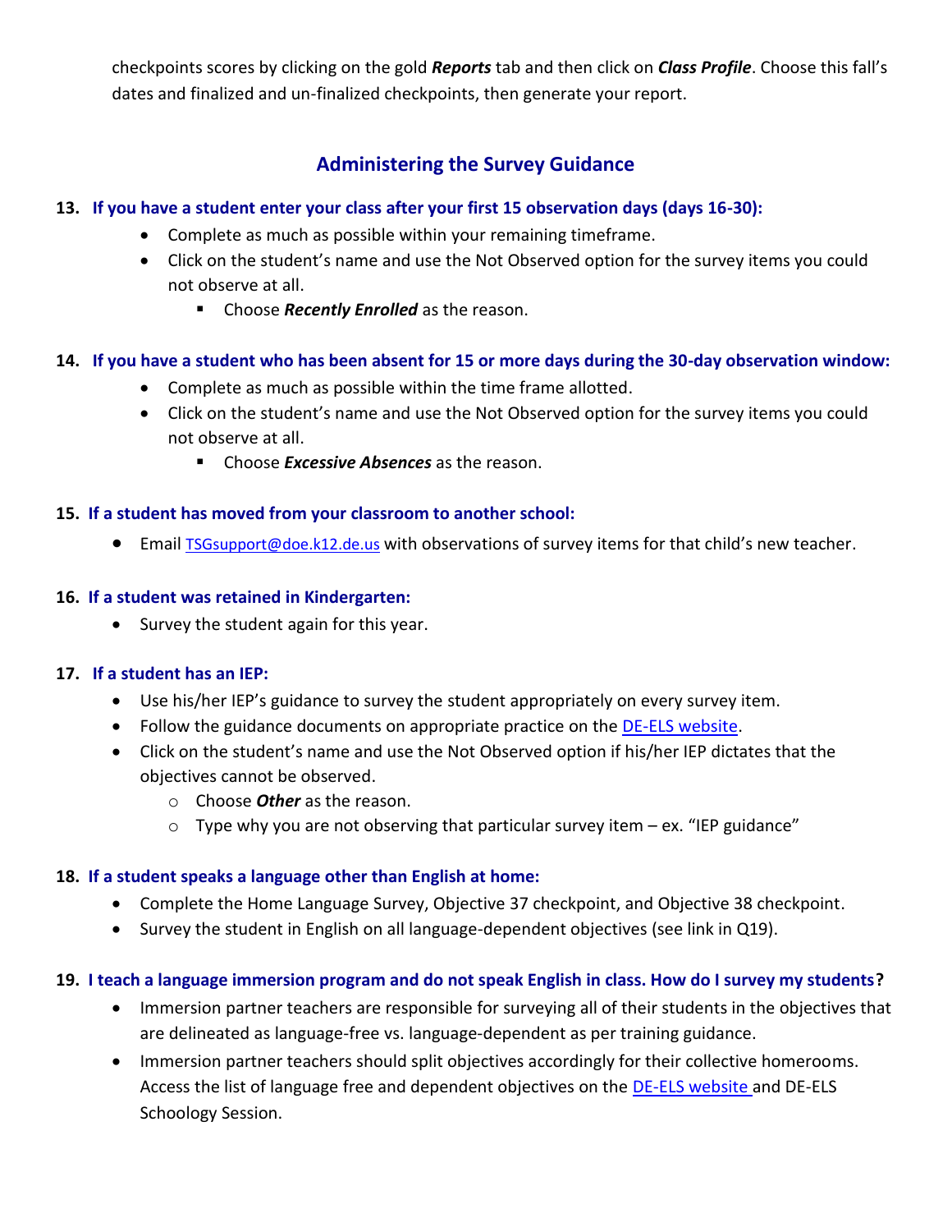checkpoints scores by clicking on the gold ***Reports*** tab and then click on ***Class Profile***. Choose this fall's dates and finalized and un-finalized checkpoints, then generate your report.

## Administering the Survey Guidance

**13. If you have a student enter your class after your first 15 observation days (days 16-30):**

- Complete as much as possible within your remaining timeframe.
- Click on the student's name and use the Not Observed option for the survey items you could not observe at all.
  - Choose ***Recently Enrolled*** as the reason.

**14. If you have a student who has been absent for 15 or more days during the 30-day observation window:**

- Complete as much as possible within the time frame allotted.
- Click on the student's name and use the Not Observed option for the survey items you could not observe at all.
  - Choose ***Excessive Absences*** as the reason.

**15. If a student has moved from your classroom to another school:**

- Email TSGsupport@doe.k12.de.us with observations of survey items for that child's new teacher.

**16. If a student was retained in Kindergarten:**

- Survey the student again for this year.

**17. If a student has an IEP:**

- Use his/her IEP's guidance to survey the student appropriately on every survey item.
- Follow the guidance documents on appropriate practice on the DE-ELS website.
- Click on the student's name and use the Not Observed option if his/her IEP dictates that the objectives cannot be observed.
  - Choose ***Other*** as the reason.
  - Type why you are not observing that particular survey item – ex. "IEP guidance"

**18. If a student speaks a language other than English at home:**

- Complete the Home Language Survey, Objective 37 checkpoint, and Objective 38 checkpoint.
- Survey the student in English on all language-dependent objectives (see link in Q19).

**19. I teach a language immersion program and do not speak English in class. How do I survey my students?**

- Immersion partner teachers are responsible for surveying all of their students in the objectives that are delineated as language-free vs. language-dependent as per training guidance.
- Immersion partner teachers should split objectives accordingly for their collective homerooms. Access the list of language free and dependent objectives on the DE-ELS website and DE-ELS Schoology Session.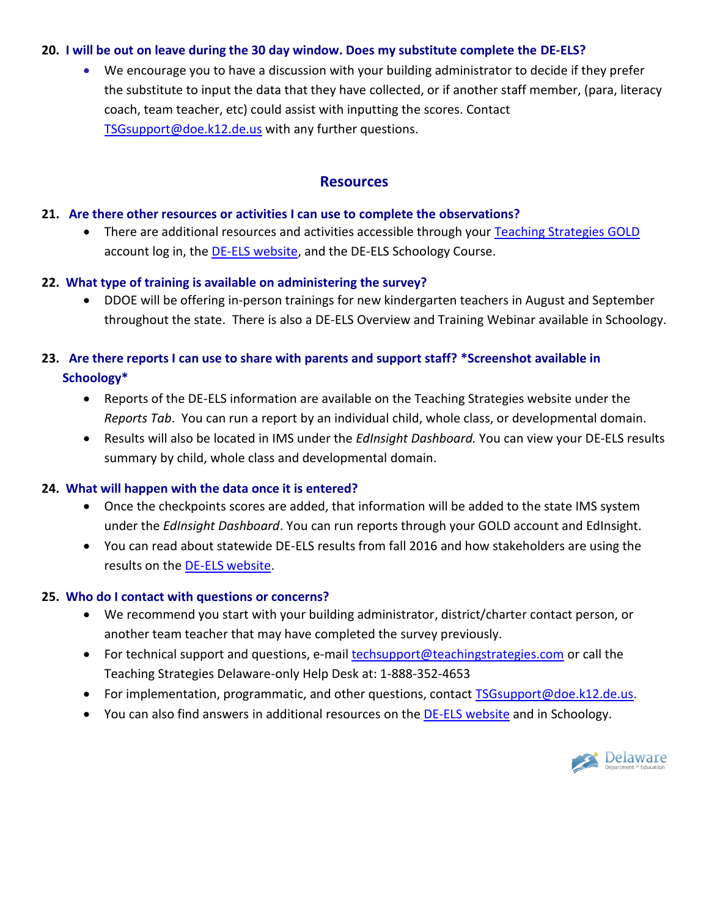**20. I will be out on leave during the 30 day window. Does my substitute complete the DE-ELS?**

- We encourage you to have a discussion with your building administrator to decide if they prefer the substitute to input the data that they have collected, or if another staff member, (para, literacy coach, team teacher, etc) could assist with inputting the scores. Contact TSGsupport@doe.k12.de.us with any further questions.

## Resources

**21. Are there other resources or activities I can use to complete the observations?**

- There are additional resources and activities accessible through your Teaching Strategies GOLD account log in, the DE-ELS website, and the DE-ELS Schoology Course.

**22. What type of training is available on administering the survey?**

- DDOE will be offering in-person trainings for new kindergarten teachers in August and September throughout the state. There is also a DE-ELS Overview and Training Webinar available in Schoology.

**23. Are there reports I can use to share with parents and support staff? *Screenshot available in Schoology***

- Reports of the DE-ELS information are available on the Teaching Strategies website under the *Reports Tab*. You can run a report by an individual child, whole class, or developmental domain.
- Results will also be located in IMS under the *EdInsight Dashboard.* You can view your DE-ELS results summary by child, whole class and developmental domain.

**24. What will happen with the data once it is entered?**

- Once the checkpoints scores are added, that information will be added to the state IMS system under the *EdInsight Dashboard*. You can run reports through your GOLD account and EdInsight.
- You can read about statewide DE-ELS results from fall 2016 and how stakeholders are using the results on the DE-ELS website.

**25. Who do I contact with questions or concerns?**

- We recommend you start with your building administrator, district/charter contact person, or another team teacher that may have completed the survey previously.
- For technical support and questions, e-mail techsupport@teachingstrategies.com or call the Teaching Strategies Delaware-only Help Desk at: 1-888-352-4653
- For implementation, programmatic, and other questions, contact TSGsupport@doe.k12.de.us.
- You can also find answers in additional resources on the DE-ELS website and in Schoology.